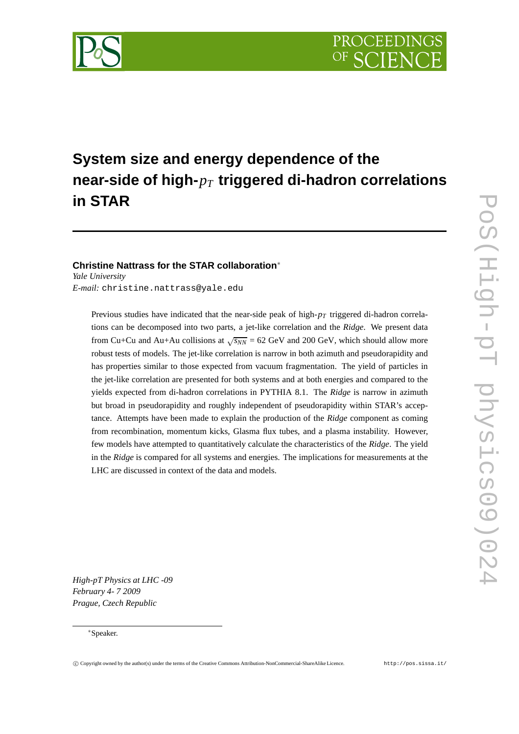# System size and energy dependence of the near-side of high-$p_T$ triggered di-hadron correlations in STAR

**Christine Nattrass for the STAR collaboration***

*Yale University*

*E-mail:* christine.nattrass@yale.edu

Previous studies have indicated that the near-side peak of high-$p_T$ triggered di-hadron correlations can be decomposed into two parts, a jet-like correlation and the *Ridge*. We present data from Cu+Cu and Au+Au collisions at $\sqrt{s_{NN}}$ = 62 GeV and 200 GeV, which should allow more robust tests of models. The jet-like correlation is narrow in both azimuth and pseudorapidity and has properties similar to those expected from vacuum fragmentation. The yield of particles in the jet-like correlation are presented for both systems and at both energies and compared to the yields expected from di-hadron correlations in PYTHIA 8.1. The *Ridge* is narrow in azimuth but broad in pseudorapidity and roughly independent of pseudorapidity within STAR's acceptance. Attempts have been made to explain the production of the *Ridge* component as coming from recombination, momentum kicks, Glasma flux tubes, and a plasma instability. However, few models have attempted to quantitatively calculate the characteristics of the *Ridge*. The yield in the *Ridge* is compared for all systems and energies. The implications for measurements at the LHC are discussed in context of the data and models.

*High-pT Physics at LHC -09*
*February 4- 7 2009*
*Prague, Czech Republic*

*Speaker.

© Copyright owned by the author(s) under the terms of the Creative Commons Attribution-NonCommercial-ShareAlike Licence. http://pos.sissa.it/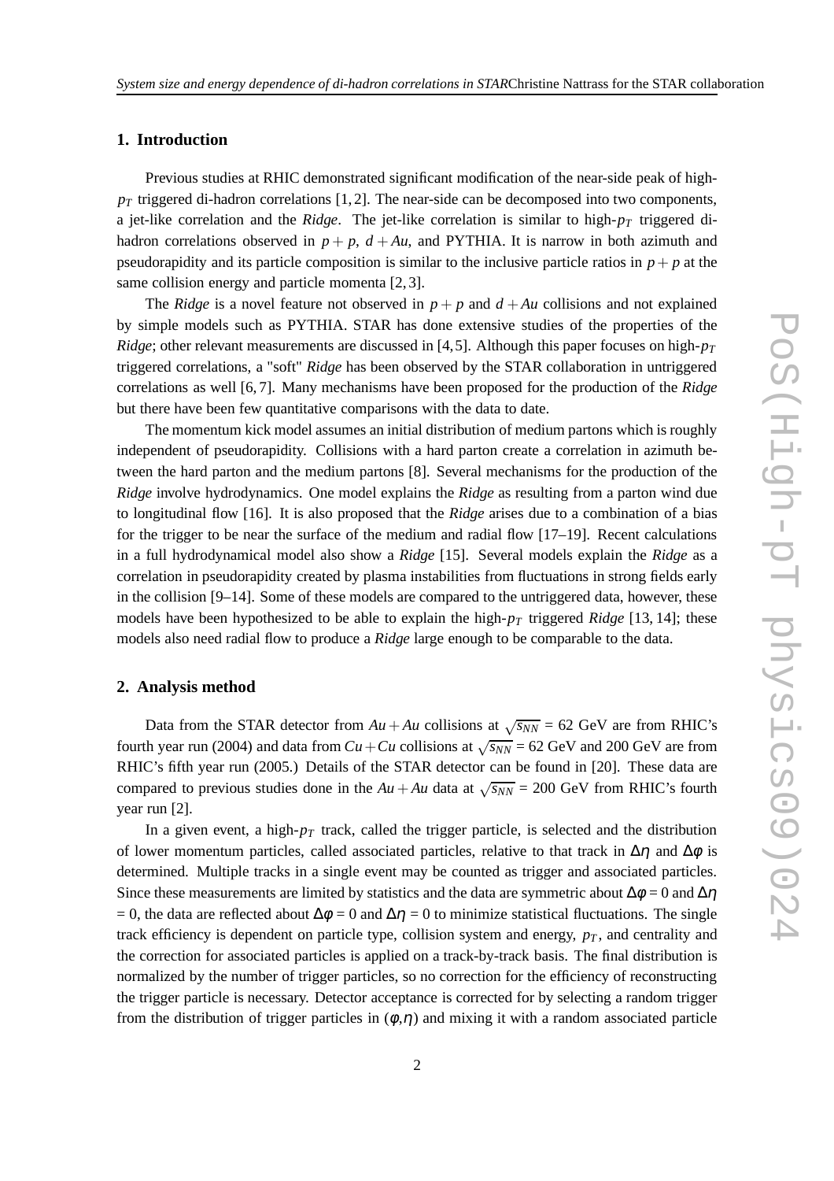## 1. Introduction

Previous studies at RHIC demonstrated significant modification of the near-side peak of high-$p_T$ triggered di-hadron correlations [1, 2]. The near-side can be decomposed into two components, a jet-like correlation and the *Ridge*. The jet-like correlation is similar to high-$p_T$ triggered di-hadron correlations observed in $p+p$, $d+Au$, and PYTHIA. It is narrow in both azimuth and pseudorapidity and its particle composition is similar to the inclusive particle ratios in $p+p$ at the same collision energy and particle momenta [2, 3].

The *Ridge* is a novel feature not observed in $p+p$ and $d+Au$ collisions and not explained by simple models such as PYTHIA. STAR has done extensive studies of the properties of the *Ridge*; other relevant measurements are discussed in [4, 5]. Although this paper focuses on high-$p_T$ triggered correlations, a "soft" *Ridge* has been observed by the STAR collaboration in untriggered correlations as well [6, 7]. Many mechanisms have been proposed for the production of the *Ridge* but there have been few quantitative comparisons with the data to date.

The momentum kick model assumes an initial distribution of medium partons which is roughly independent of pseudorapidity. Collisions with a hard parton create a correlation in azimuth between the hard parton and the medium partons [8]. Several mechanisms for the production of the *Ridge* involve hydrodynamics. One model explains the *Ridge* as resulting from a parton wind due to longitudinal flow [16]. It is also proposed that the *Ridge* arises due to a combination of a bias for the trigger to be near the surface of the medium and radial flow [17–19]. Recent calculations in a full hydrodynamical model also show a *Ridge* [15]. Several models explain the *Ridge* as a correlation in pseudorapidity created by plasma instabilities from fluctuations in strong fields early in the collision [9–14]. Some of these models are compared to the untriggered data, however, these models have been hypothesized to be able to explain the high-$p_T$ triggered *Ridge* [13, 14]; these models also need radial flow to produce a *Ridge* large enough to be comparable to the data.

## 2. Analysis method

Data from the STAR detector from $Au+Au$ collisions at $\sqrt{s_{NN}}$ = 62 GeV are from RHIC's fourth year run (2004) and data from $Cu+Cu$ collisions at $\sqrt{s_{NN}}$ = 62 GeV and 200 GeV are from RHIC's fifth year run (2005.) Details of the STAR detector can be found in [20]. These data are compared to previous studies done in the $Au+Au$ data at $\sqrt{s_{NN}}$ = 200 GeV from RHIC's fourth year run [2].

In a given event, a high-$p_T$ track, called the trigger particle, is selected and the distribution of lower momentum particles, called associated particles, relative to that track in $\Delta\eta$ and $\Delta\phi$ is determined. Multiple tracks in a single event may be counted as trigger and associated particles. Since these measurements are limited by statistics and the data are symmetric about $\Delta\phi = 0$ and $\Delta\eta = 0$, the data are reflected about $\Delta\phi = 0$ and $\Delta\eta = 0$ to minimize statistical fluctuations. The single track efficiency is dependent on particle type, collision system and energy, $p_T$, and centrality and the correction for associated particles is applied on a track-by-track basis. The final distribution is normalized by the number of trigger particles, so no correction for the efficiency of reconstructing the trigger particle is necessary. Detector acceptance is corrected for by selecting a random trigger from the distribution of trigger particles in ($\phi$,$\eta$) and mixing it with a random associated particle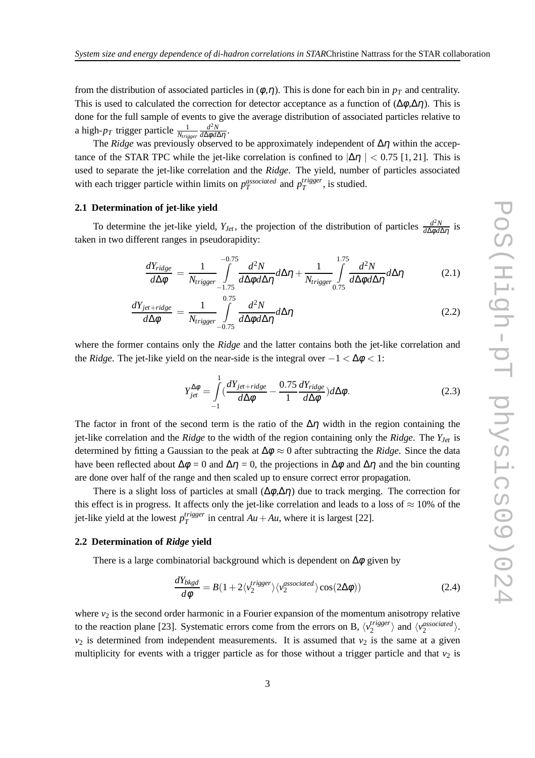from the distribution of associated particles in ($\phi$,$\eta$). This is done for each bin in $p_T$ and centrality. This is used to calculated the correction for detector acceptance as a function of ($\Delta\phi$,$\Delta\eta$). This is done for the full sample of events to give the average distribution of associated particles relative to a high-$p_T$ trigger particle $\frac{1}{N_{trigger}}\frac{d^2N}{d\Delta\phi d\Delta\eta}$.

The *Ridge* was previously observed to be approximately independent of $\Delta\eta$ within the acceptance of the STAR TPC while the jet-like correlation is confined to $|\Delta\eta| < 0.75$ [1, 21]. This is used to separate the jet-like correlation and the *Ridge*. The yield, number of particles associated with each trigger particle within limits on $p_T^{associated}$ and $p_T^{trigger}$, is studied.

### 2.1 Determination of jet-like yield

To determine the jet-like yield, $Y_{Jet}$, the projection of the distribution of particles $\frac{d^2N}{d\Delta\phi d\Delta\eta}$ is taken in two different ranges in pseudorapidity:

$$\frac{dY_{ridge}}{d\Delta\phi} = \frac{1}{N_{trigger}}\int_{-1.75}^{-0.75}\frac{d^2N}{d\Delta\phi d\Delta\eta}d\Delta\eta + \frac{1}{N_{trigger}}\int_{0.75}^{1.75}\frac{d^2N}{d\Delta\phi d\Delta\eta}d\Delta\eta \tag{2.1}$$

$$\frac{dY_{jet+ridge}}{d\Delta\phi} = \frac{1}{N_{trigger}}\int_{-0.75}^{0.75}\frac{d^2N}{d\Delta\phi d\Delta\eta}d\Delta\eta \tag{2.2}$$

where the former contains only the *Ridge* and the latter contains both the jet-like correlation and the *Ridge*. The jet-like yield on the near-side is the integral over $-1 < \Delta\phi < 1$:

$$Y_{jet}^{\Delta\phi} = \int_{-1}^{1}\left(\frac{dY_{jet+ridge}}{d\Delta\phi} - \frac{0.75}{1}\frac{dY_{ridge}}{d\Delta\phi}\right)d\Delta\phi. \tag{2.3}$$

The factor in front of the second term is the ratio of the $\Delta\eta$ width in the region containing the jet-like correlation and the *Ridge* to the width of the region containing only the *Ridge*. The $Y_{Jet}$ is determined by fitting a Gaussian to the peak at $\Delta\phi \approx 0$ after subtracting the *Ridge*. Since the data have been reflected about $\Delta\phi = 0$ and $\Delta\eta = 0$, the projections in $\Delta\phi$ and $\Delta\eta$ and the bin counting are done over half of the range and then scaled up to ensure correct error propagation.

There is a slight loss of particles at small ($\Delta\phi$,$\Delta\eta$) due to track merging. The correction for this effect is in progress. It affects only the jet-like correlation and leads to a loss of $\approx 10\%$ of the jet-like yield at the lowest $p_T^{trigger}$ in central $Au+Au$, where it is largest [22].

### 2.2 Determination of *Ridge* yield

There is a large combinatorial background which is dependent on $\Delta\phi$ given by

$$\frac{dY_{bkgd}}{d\phi} = B(1 + 2\langle v_2^{trigger}\rangle\langle v_2^{associated}\rangle\cos(2\Delta\phi)) \tag{2.4}$$

where $v_2$ is the second order harmonic in a Fourier expansion of the momentum anisotropy relative to the reaction plane [23]. Systematic errors come from the errors on B, $\langle v_2^{trigger}\rangle$ and $\langle v_2^{associated}\rangle$. $v_2$ is determined from independent measurements. It is assumed that $v_2$ is the same at a given multiplicity for events with a trigger particle as for those without a trigger particle and that $v_2$ is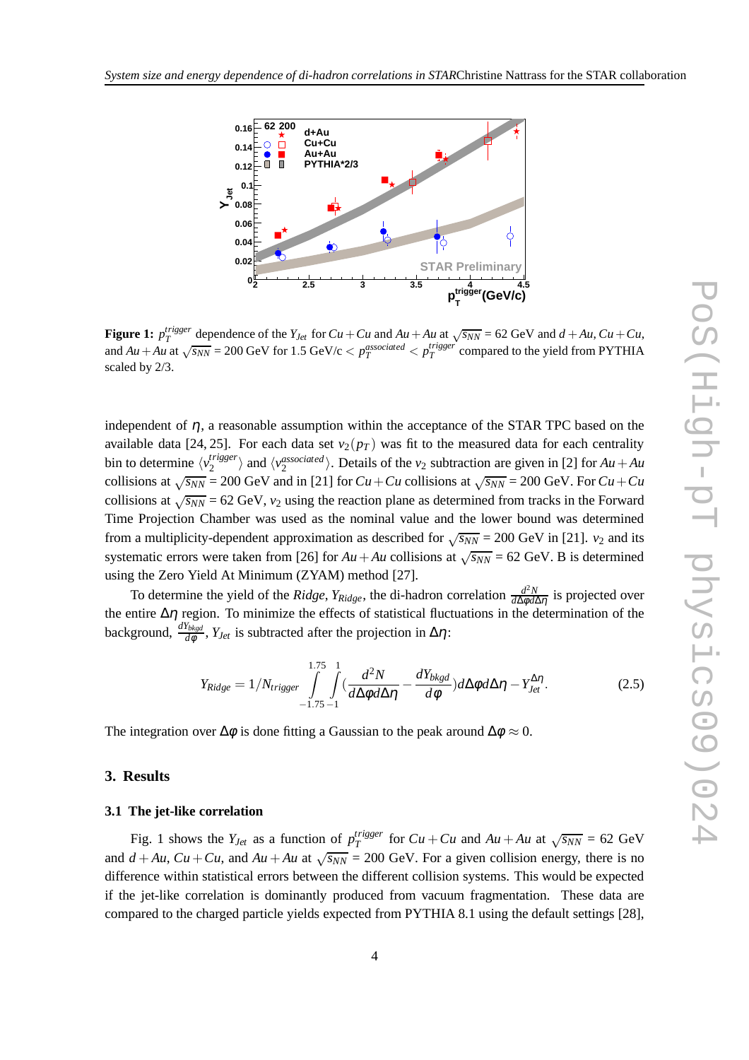**Figure 1:** $p_T^{trigger}$ dependence of the $Y_{Jet}$ for $Cu+Cu$ and $Au+Au$ at $\sqrt{s_{NN}}$ = 62 GeV and $d+Au$, $Cu+Cu$, and $Au+Au$ at $\sqrt{s_{NN}}$ = 200 GeV for 1.5 GeV/c $< p_T^{associated} < p_T^{trigger}$ compared to the yield from PYTHIA scaled by 2/3.

independent of $\eta$, a reasonable assumption within the acceptance of the STAR TPC based on the available data [24, 25]. For each data set $v_2(p_T)$ was fit to the measured data for each centrality bin to determine $\langle v_2^{trigger}\rangle$ and $\langle v_2^{associated}\rangle$. Details of the $v_2$ subtraction are given in [2] for $Au+Au$ collisions at $\sqrt{s_{NN}}$ = 200 GeV and in [21] for $Cu+Cu$ collisions at $\sqrt{s_{NN}}$ = 200 GeV. For $Cu+Cu$ collisions at $\sqrt{s_{NN}}$ = 62 GeV, $v_2$ using the reaction plane as determined from tracks in the Forward Time Projection Chamber was used as the nominal value and the lower bound was determined from a multiplicity-dependent approximation as described for $\sqrt{s_{NN}}$ = 200 GeV in [21]. $v_2$ and its systematic errors were taken from [26] for $Au+Au$ collisions at $\sqrt{s_{NN}}$ = 62 GeV. B is determined using the Zero Yield At Minimum (ZYAM) method [27].

To determine the yield of the *Ridge*, $Y_{Ridge}$, the di-hadron correlation $\frac{d^2N}{d\Delta\phi d\Delta\eta}$ is projected over the entire $\Delta\eta$ region. To minimize the effects of statistical fluctuations in the determination of the background, $\frac{dY_{bkgd}}{d\phi}$, $Y_{Jet}$ is subtracted after the projection in $\Delta\eta$:

$$Y_{Ridge} = 1/N_{trigger}\int_{-1.75}^{1.75}\int_{-1}^{1}\left(\frac{d^2N}{d\Delta\phi d\Delta\eta} - \frac{dY_{bkgd}}{d\phi}\right)d\Delta\phi d\Delta\eta - Y_{Jet}^{\Delta\eta}. \tag{2.5}$$

The integration over $\Delta\phi$ is done fitting a Gaussian to the peak around $\Delta\phi \approx 0$.

## 3. Results

### 3.1 The jet-like correlation

Fig. 1 shows the $Y_{Jet}$ as a function of $p_T^{trigger}$ for $Cu+Cu$ and $Au+Au$ at $\sqrt{s_{NN}}$ = 62 GeV and $d+Au$, $Cu+Cu$, and $Au+Au$ at $\sqrt{s_{NN}}$ = 200 GeV. For a given collision energy, there is no difference within statistical errors between the different collision systems. This would be expected if the jet-like correlation is dominantly produced from vacuum fragmentation. These data are compared to the charged particle yields expected from PYTHIA 8.1 using the default settings [28],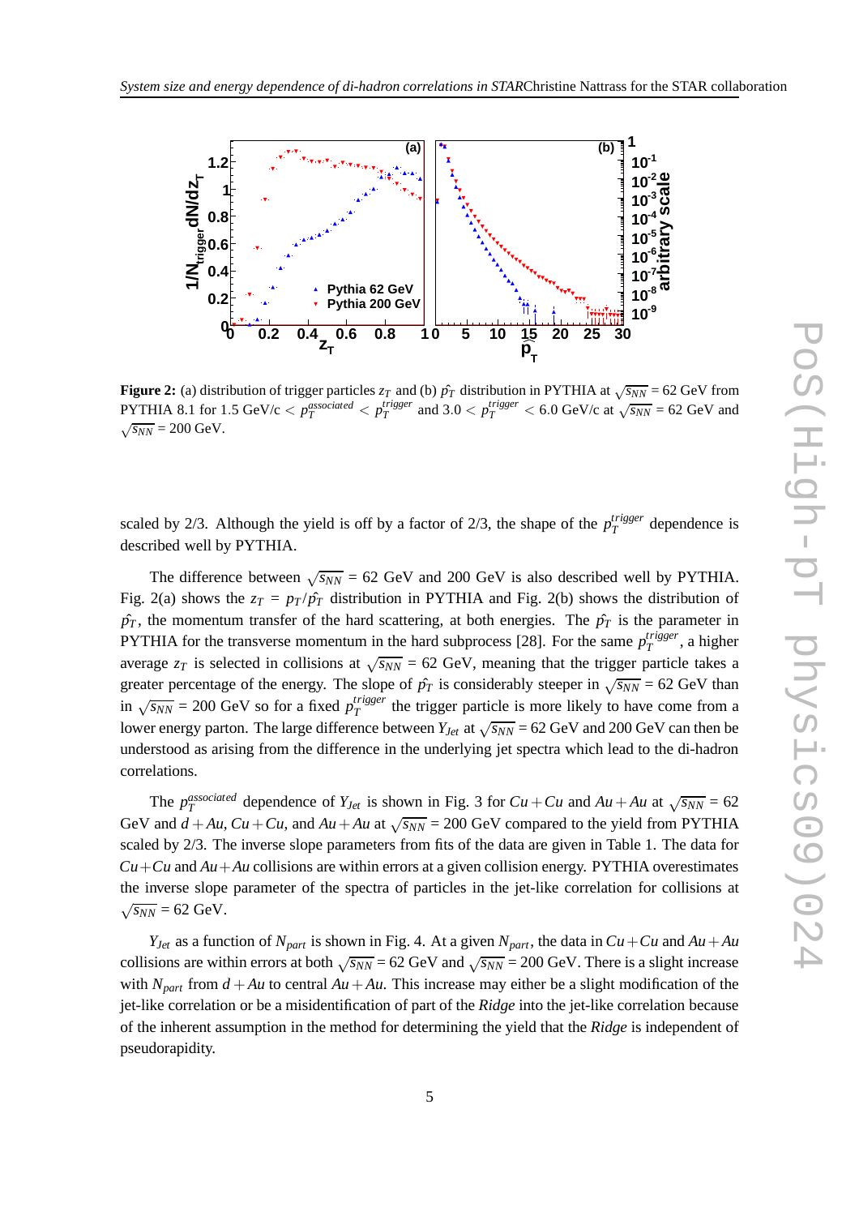**Figure 2:** (a) distribution of trigger particles $z_T$ and (b) $\hat{p_T}$ distribution in PYTHIA at $\sqrt{s_{NN}}$ = 62 GeV from PYTHIA 8.1 for 1.5 GeV/c $< p_T^{associated} < p_T^{trigger}$ and 3.0 $< p_T^{trigger} <$ 6.0 GeV/c at $\sqrt{s_{NN}}$ = 62 GeV and $\sqrt{s_{NN}}$ = 200 GeV.

scaled by 2/3. Although the yield is off by a factor of 2/3, the shape of the $p_T^{trigger}$ dependence is described well by PYTHIA.

The difference between $\sqrt{s_{NN}}$ = 62 GeV and 200 GeV is also described well by PYTHIA. Fig. 2(a) shows the $z_T = p_T/\hat{p_T}$ distribution in PYTHIA and Fig. 2(b) shows the distribution of $\hat{p_T}$, the momentum transfer of the hard scattering, at both energies. The $\hat{p_T}$ is the parameter in PYTHIA for the transverse momentum in the hard subprocess [28]. For the same $p_T^{trigger}$, a higher average $z_T$ is selected in collisions at $\sqrt{s_{NN}}$ = 62 GeV, meaning that the trigger particle takes a greater percentage of the energy. The slope of $\hat{p_T}$ is considerably steeper in $\sqrt{s_{NN}}$ = 62 GeV than in $\sqrt{s_{NN}}$ = 200 GeV so for a fixed $p_T^{trigger}$ the trigger particle is more likely to have come from a lower energy parton. The large difference between $Y_{Jet}$ at $\sqrt{s_{NN}}$ = 62 GeV and 200 GeV can then be understood as arising from the difference in the underlying jet spectra which lead to the di-hadron correlations.

The $p_T^{associated}$ dependence of $Y_{Jet}$ is shown in Fig. 3 for $Cu+Cu$ and $Au+Au$ at $\sqrt{s_{NN}}$ = 62 GeV and $d+Au$, $Cu+Cu$, and $Au+Au$ at $\sqrt{s_{NN}}$ = 200 GeV compared to the yield from PYTHIA scaled by 2/3. The inverse slope parameters from fits of the data are given in Table 1. The data for $Cu+Cu$ and $Au+Au$ collisions are within errors at a given collision energy. PYTHIA overestimates the inverse slope parameter of the spectra of particles in the jet-like correlation for collisions at $\sqrt{s_{NN}}$ = 62 GeV.

$Y_{Jet}$ as a function of $N_{part}$ is shown in Fig. 4. At a given $N_{part}$, the data in $Cu+Cu$ and $Au+Au$ collisions are within errors at both $\sqrt{s_{NN}}$ = 62 GeV and $\sqrt{s_{NN}}$ = 200 GeV. There is a slight increase with $N_{part}$ from $d+Au$ to central $Au+Au$. This increase may either be a slight modification of the jet-like correlation or be a misidentification of part of the *Ridge* into the jet-like correlation because of the inherent assumption in the method for determining the yield that the *Ridge* is independent of pseudorapidity.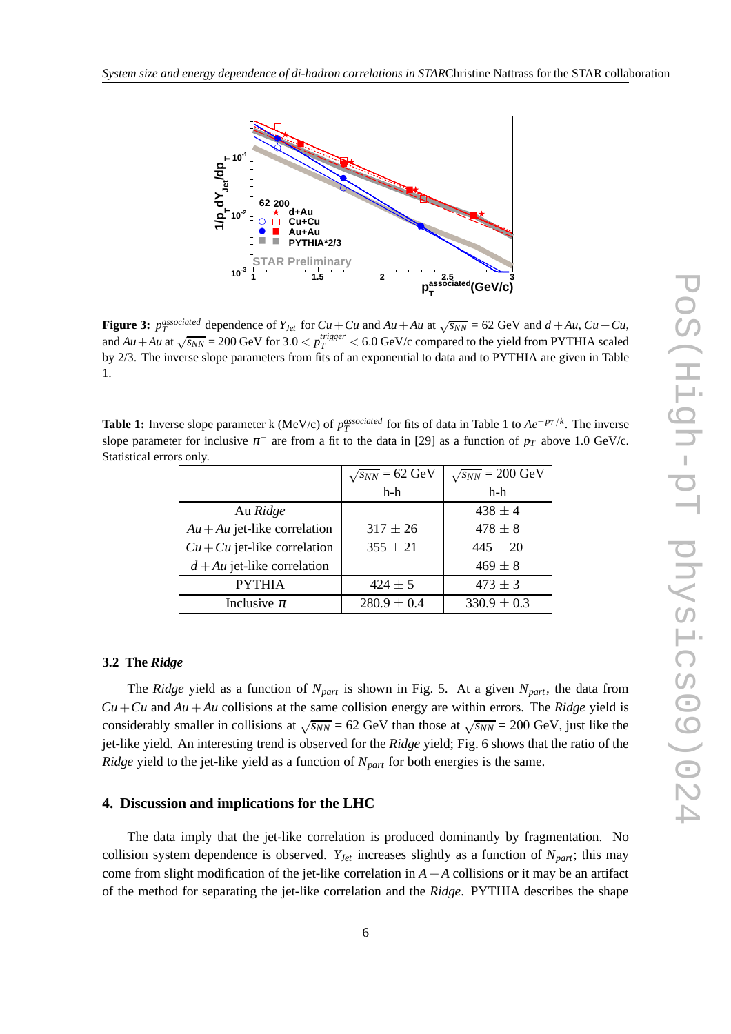**Figure 3:** $p_T^{associated}$ dependence of $Y_{Jet}$ for $Cu+Cu$ and $Au+Au$ at $\sqrt{s_{NN}}$ = 62 GeV and $d+Au$, $Cu+Cu$, and $Au+Au$ at $\sqrt{s_{NN}}$ = 200 GeV for $3.0 < p_T^{trigger} < 6.0$ GeV/c compared to the yield from PYTHIA scaled by 2/3. The inverse slope parameters from fits of an exponential to data and to PYTHIA are given in Table 1.

**Table 1:** Inverse slope parameter k (MeV/c) of $p_T^{associated}$ for fits of data in Table 1 to $Ae^{-p_T/k}$. The inverse slope parameter for inclusive $\pi^-$ are from a fit to the data in [29] as a function of $p_T$ above 1.0 GeV/c. Statistical errors only.

| | $\sqrt{s_{NN}}$ = 62 GeV | $\sqrt{s_{NN}}$ = 200 GeV |
|---|---|---|
| | h-h | h-h |
| Au *Ridge* | | 438 ± 4 |
| $Au+Au$ jet-like correlation | 317 ± 26 | 478 ± 8 |
| $Cu+Cu$ jet-like correlation | 355 ± 21 | 445 ± 20 |
| $d+Au$ jet-like correlation | | 469 ± 8 |
| PYTHIA | 424 ± 5 | 473 ± 3 |
| Inclusive $\pi^-$ | 280.9 ± 0.4 | 330.9 ± 0.3 |

### 3.2 The *Ridge*

The *Ridge* yield as a function of $N_{part}$ is shown in Fig. 5. At a given $N_{part}$, the data from $Cu+Cu$ and $Au+Au$ collisions at the same collision energy are within errors. The *Ridge* yield is considerably smaller in collisions at $\sqrt{s_{NN}}$ = 62 GeV than those at $\sqrt{s_{NN}}$ = 200 GeV, just like the jet-like yield. An interesting trend is observed for the *Ridge* yield; Fig. 6 shows that the ratio of the *Ridge* yield to the jet-like yield as a function of $N_{part}$ for both energies is the same.

## 4. Discussion and implications for the LHC

The data imply that the jet-like correlation is produced dominantly by fragmentation. No collision system dependence is observed. $Y_{Jet}$ increases slightly as a function of $N_{part}$; this may come from slight modification of the jet-like correlation in $A+A$ collisions or it may be an artifact of the method for separating the jet-like correlation and the *Ridge*. PYTHIA describes the shape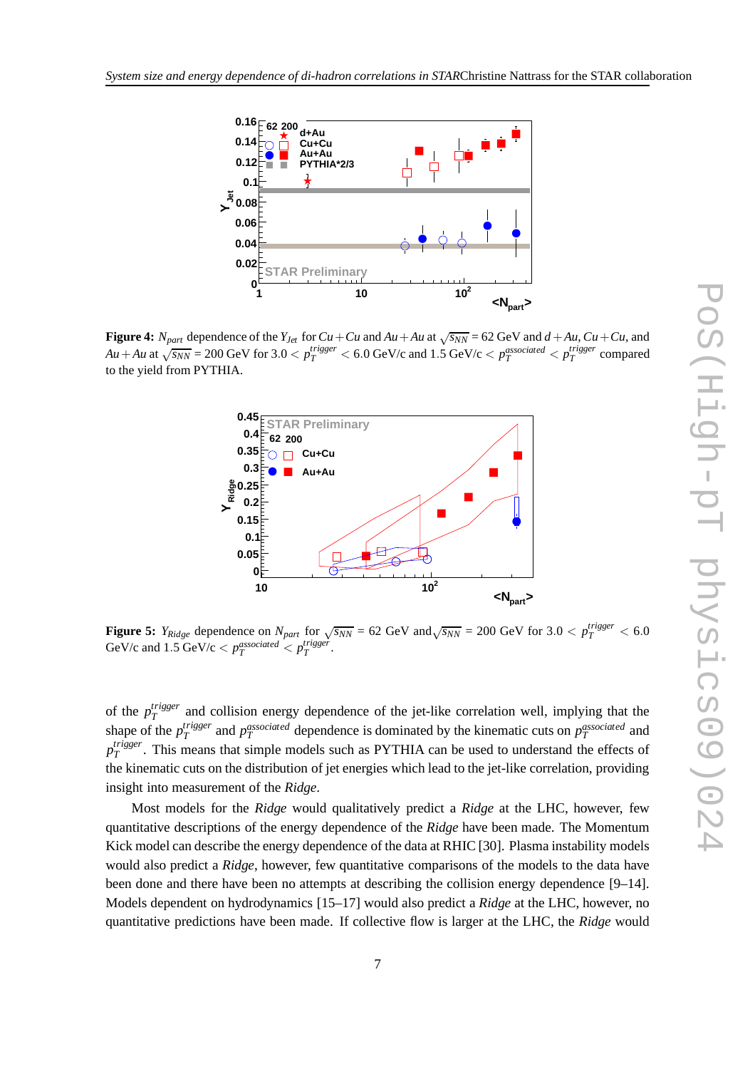**Figure 4:** $N_{part}$ dependence of the $Y_{Jet}$ for $Cu+Cu$ and $Au+Au$ at $\sqrt{s_{NN}}$ = 62 GeV and $d+Au$, $Cu+Cu$, and $Au+Au$ at $\sqrt{s_{NN}}$ = 200 GeV for $3.0 < p_T^{trigger} < 6.0$ GeV/c and 1.5 GeV/c $< p_T^{associated} < p_T^{trigger}$ compared to the yield from PYTHIA.

**Figure 5:** $Y_{Ridge}$ dependence on $N_{part}$ for $\sqrt{s_{NN}}$ = 62 GeV and $\sqrt{s_{NN}}$ = 200 GeV for $3.0 < p_T^{trigger} < 6.0$ GeV/c and 1.5 GeV/c $< p_T^{associated} < p_T^{trigger}$.

of the $p_T^{trigger}$ and collision energy dependence of the jet-like correlation well, implying that the shape of the $p_T^{trigger}$ and $p_T^{associated}$ dependence is dominated by the kinematic cuts on $p_T^{associated}$ and $p_T^{trigger}$. This means that simple models such as PYTHIA can be used to understand the effects of the kinematic cuts on the distribution of jet energies which lead to the jet-like correlation, providing insight into measurement of the *Ridge*.

Most models for the *Ridge* would qualitatively predict a *Ridge* at the LHC, however, few quantitative descriptions of the energy dependence of the *Ridge* have been made. The Momentum Kick model can describe the energy dependence of the data at RHIC [30]. Plasma instability models would also predict a *Ridge*, however, few quantitative comparisons of the models to the data have been done and there have been no attempts at describing the collision energy dependence [9–14]. Models dependent on hydrodynamics [15–17] would also predict a *Ridge* at the LHC, however, no quantitative predictions have been made. If collective flow is larger at the LHC, the *Ridge* would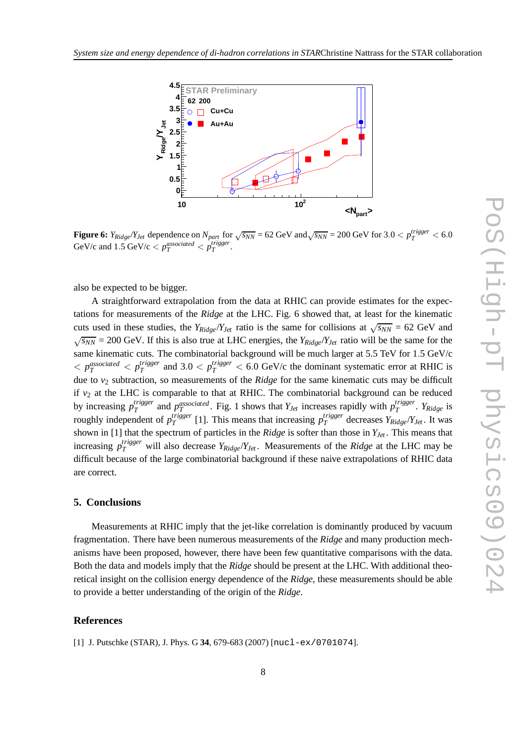**Figure 6:** $Y_{Ridge}/Y_{Jet}$ dependence on $N_{part}$ for $\sqrt{s_{NN}}$ = 62 GeV and $\sqrt{s_{NN}}$ = 200 GeV for 3.0 < $p_T^{trigger}$ < 6.0 GeV/c and 1.5 GeV/c < $p_T^{associated}$ < $p_T^{trigger}$.

also be expected to be bigger.

A straightforward extrapolation from the data at RHIC can provide estimates for the expectations for measurements of the *Ridge* at the LHC. Fig. 6 showed that, at least for the kinematic cuts used in these studies, the $Y_{Ridge}/Y_{Jet}$ ratio is the same for collisions at $\sqrt{s_{NN}}$ = 62 GeV and $\sqrt{s_{NN}}$ = 200 GeV. If this is also true at LHC energies, the $Y_{Ridge}/Y_{Jet}$ ratio will be the same for the same kinematic cuts. The combinatorial background will be much larger at 5.5 TeV for 1.5 GeV/c < $p_T^{associated}$ < $p_T^{trigger}$ and 3.0 < $p_T^{trigger}$ < 6.0 GeV/c the dominant systematic error at RHIC is due to $v_2$ subtraction, so measurements of the *Ridge* for the same kinematic cuts may be difficult if $v_2$ at the LHC is comparable to that at RHIC. The combinatorial background can be reduced by increasing $p_T^{trigger}$ and $p_T^{associated}$. Fig. 1 shows that $Y_{Jet}$ increases rapidly with $p_T^{trigger}$. $Y_{Ridge}$ is roughly independent of $p_T^{trigger}$ [1]. This means that increasing $p_T^{trigger}$ decreases $Y_{Ridge}/Y_{Jet}$. It was shown in [1] that the spectrum of particles in the *Ridge* is softer than those in $Y_{Jet}$. This means that increasing $p_T^{trigger}$ will also decrease $Y_{Ridge}/Y_{Jet}$. Measurements of the *Ridge* at the LHC may be difficult because of the large combinatorial background if these naive extrapolations of RHIC data are correct.

## 5. Conclusions

Measurements at RHIC imply that the jet-like correlation is dominantly produced by vacuum fragmentation. There have been numerous measurements of the *Ridge* and many production mechanisms have been proposed, however, there have been few quantitative comparisons with the data. Both the data and models imply that the *Ridge* should be present at the LHC. With additional theoretical insight on the collision energy dependence of the *Ridge*, these measurements should be able to provide a better understanding of the origin of the *Ridge*.

## References

[1] J. Putschke (STAR), J. Phys. G **34**, 679-683 (2007) [nucl-ex/0701074].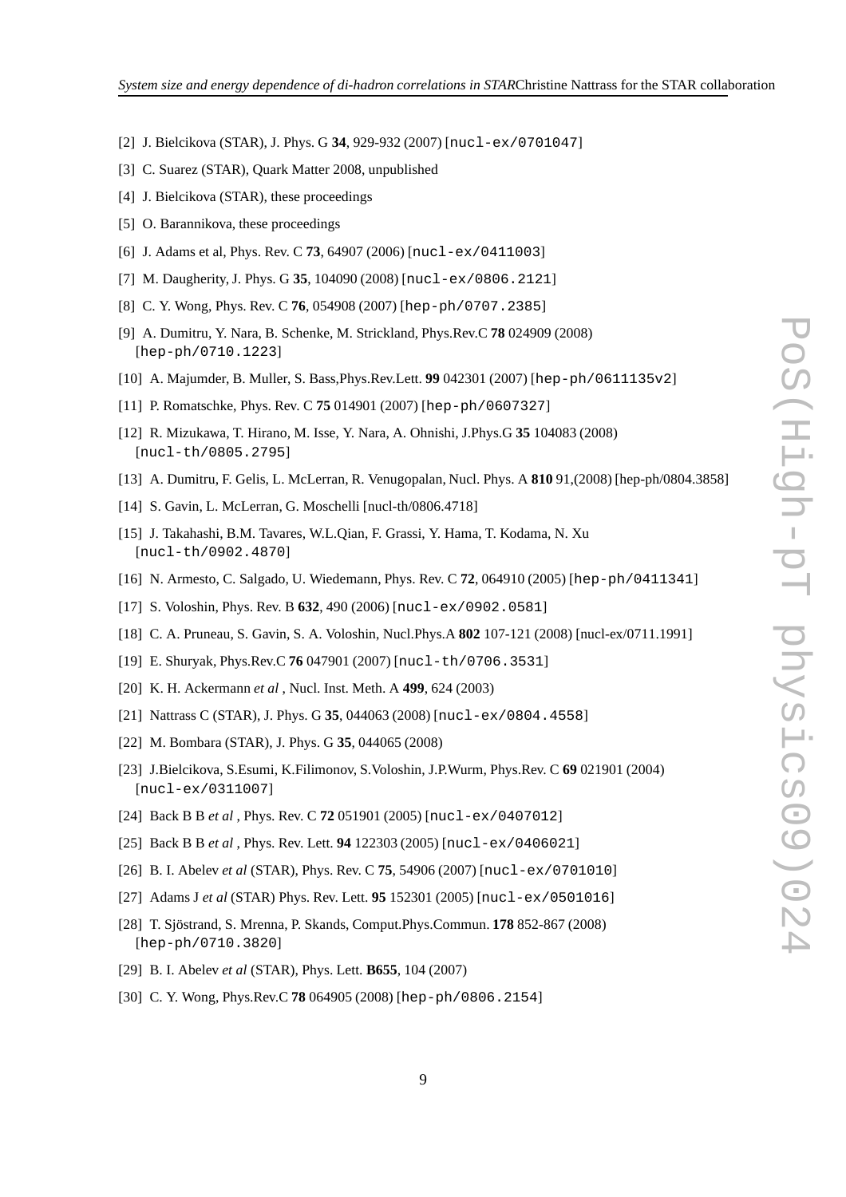[2] J. Bielcikova (STAR), J. Phys. G **34**, 929-932 (2007) [nucl-ex/0701047]

[3] C. Suarez (STAR), Quark Matter 2008, unpublished

[4] J. Bielcikova (STAR), these proceedings

[5] O. Barannikova, these proceedings

[6] J. Adams et al, Phys. Rev. C **73**, 64907 (2006) [nucl-ex/0411003]

[7] M. Daugherity, J. Phys. G **35**, 104090 (2008) [nucl-ex/0806.2121]

[8] C. Y. Wong, Phys. Rev. C **76**, 054908 (2007) [hep-ph/0707.2385]

[9] A. Dumitru, Y. Nara, B. Schenke, M. Strickland, Phys.Rev.C **78** 024909 (2008) [hep-ph/0710.1223]

[10] A. Majumder, B. Muller, S. Bass,Phys.Rev.Lett. **99** 042301 (2007) [hep-ph/0611135v2]

[11] P. Romatschke, Phys. Rev. C **75** 014901 (2007) [hep-ph/0607327]

[12] R. Mizukawa, T. Hirano, M. Isse, Y. Nara, A. Ohnishi, J.Phys.G **35** 104083 (2008) [nucl-th/0805.2795]

[13] A. Dumitru, F. Gelis, L. McLerran, R. Venugopalan, Nucl. Phys. A **810** 91,(2008) [hep-ph/0804.3858]

[14] S. Gavin, L. McLerran, G. Moschelli [nucl-th/0806.4718]

[15] J. Takahashi, B.M. Tavares, W.L.Qian, F. Grassi, Y. Hama, T. Kodama, N. Xu [nucl-th/0902.4870]

[16] N. Armesto, C. Salgado, U. Wiedemann, Phys. Rev. C **72**, 064910 (2005) [hep-ph/0411341]

[17] S. Voloshin, Phys. Rev. B **632**, 490 (2006) [nucl-ex/0902.0581]

[18] C. A. Pruneau, S. Gavin, S. A. Voloshin, Nucl.Phys.A **802** 107-121 (2008) [nucl-ex/0711.1991]

[19] E. Shuryak, Phys.Rev.C **76** 047901 (2007) [nucl-th/0706.3531]

[20] K. H. Ackermann *et al* , Nucl. Inst. Meth. A **499**, 624 (2003)

[21] Nattrass C (STAR), J. Phys. G **35**, 044063 (2008) [nucl-ex/0804.4558]

[22] M. Bombara (STAR), J. Phys. G **35**, 044065 (2008)

[23] J.Bielcikova, S.Esumi, K.Filimonov, S.Voloshin, J.P.Wurm, Phys.Rev. C **69** 021901 (2004) [nucl-ex/0311007]

[24] Back B B *et al* , Phys. Rev. C **72** 051901 (2005) [nucl-ex/0407012]

[25] Back B B *et al* , Phys. Rev. Lett. **94** 122303 (2005) [nucl-ex/0406021]

[26] B. I. Abelev *et al* (STAR), Phys. Rev. C **75**, 54906 (2007) [nucl-ex/0701010]

[27] Adams J *et al* (STAR) Phys. Rev. Lett. **95** 152301 (2005) [nucl-ex/0501016]

[28] T. Sjöstrand, S. Mrenna, P. Skands, Comput.Phys.Commun. **178** 852-867 (2008) [hep-ph/0710.3820]

[29] B. I. Abelev *et al* (STAR), Phys. Lett. **B655**, 104 (2007)

[30] C. Y. Wong, Phys.Rev.C **78** 064905 (2008) [hep-ph/0806.2154]